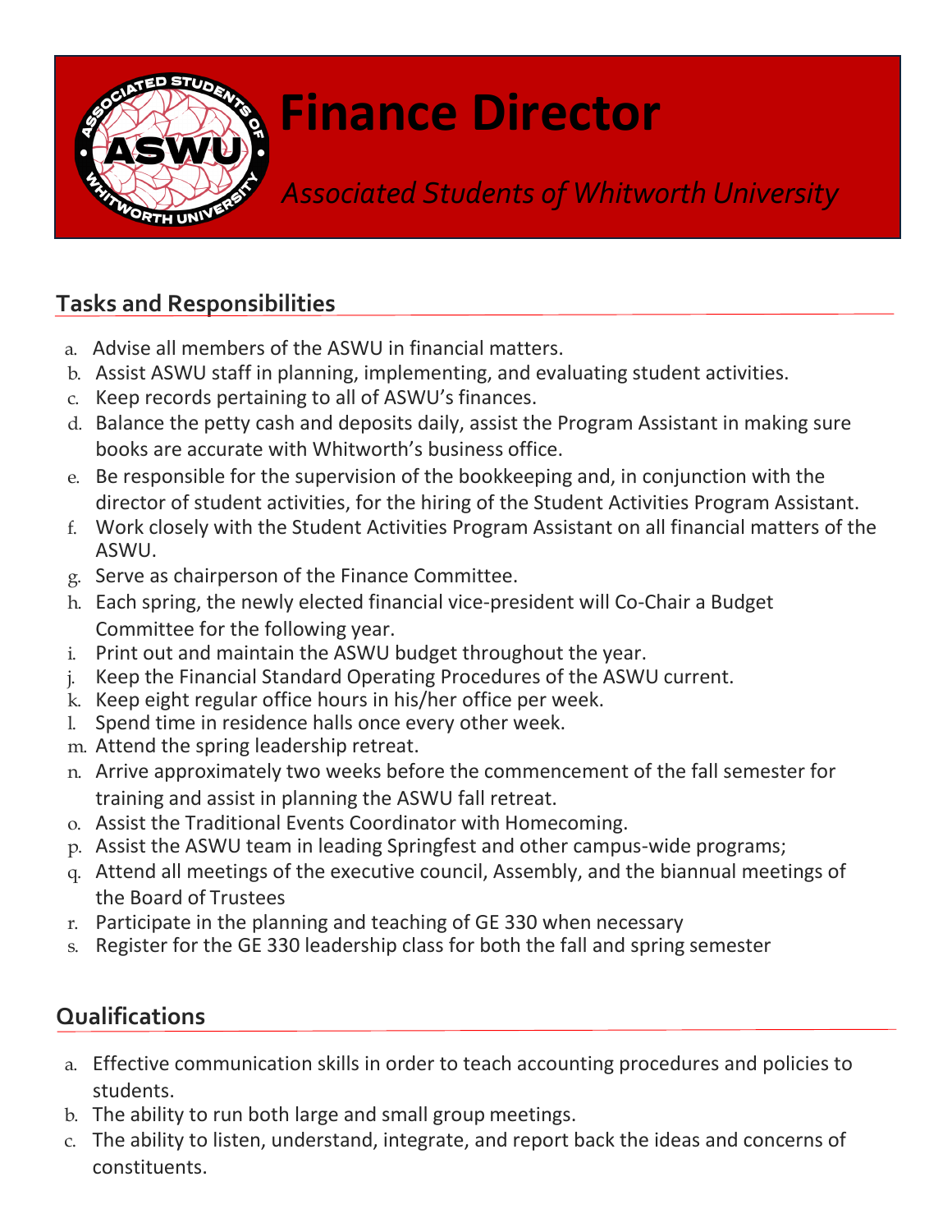# Finance Director

*Associated Students of Whitworth University*

## Tasks and Responsibilities

a. Advise all members of the ASWU in financial matters.
b. Assist ASWU staff in planning, implementing, and evaluating student activities.
c. Keep records pertaining to all of ASWU's finances.
d. Balance the petty cash and deposits daily, assist the Program Assistant in making sure books are accurate with Whitworth's business office.
e. Be responsible for the supervision of the bookkeeping and, in conjunction with the director of student activities, for the hiring of the Student Activities Program Assistant.
f. Work closely with the Student Activities Program Assistant on all financial matters of the ASWU.
g. Serve as chairperson of the Finance Committee.
h. Each spring, the newly elected financial vice-president will Co-Chair a Budget Committee for the following year.
i. Print out and maintain the ASWU budget throughout the year.
j. Keep the Financial Standard Operating Procedures of the ASWU current.
k. Keep eight regular office hours in his/her office per week.
l. Spend time in residence halls once every other week.
m. Attend the spring leadership retreat.
n. Arrive approximately two weeks before the commencement of the fall semester for training and assist in planning the ASWU fall retreat.
o. Assist the Traditional Events Coordinator with Homecoming.
p. Assist the ASWU team in leading Springfest and other campus-wide programs;
q. Attend all meetings of the executive council, Assembly, and the biannual meetings of the Board of Trustees
r. Participate in the planning and teaching of GE 330 when necessary
s. Register for the GE 330 leadership class for both the fall and spring semester

## Qualifications

a. Effective communication skills in order to teach accounting procedures and policies to students.
b. The ability to run both large and small group meetings.
c. The ability to listen, understand, integrate, and report back the ideas and concerns of constituents.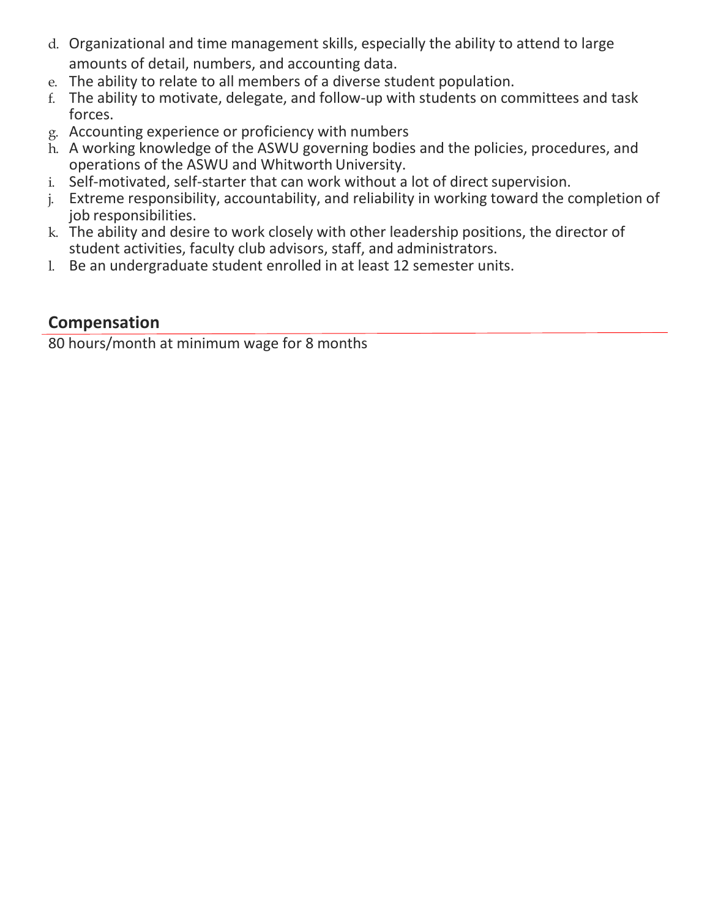d. Organizational and time management skills, especially the ability to attend to large amounts of detail, numbers, and accounting data.
e. The ability to relate to all members of a diverse student population.
f. The ability to motivate, delegate, and follow-up with students on committees and task forces.
g. Accounting experience or proficiency with numbers
h. A working knowledge of the ASWU governing bodies and the policies, procedures, and operations of the ASWU and Whitworth University.
i. Self-motivated, self-starter that can work without a lot of direct supervision.
j. Extreme responsibility, accountability, and reliability in working toward the completion of job responsibilities.
k. The ability and desire to work closely with other leadership positions, the director of student activities, faculty club advisors, staff, and administrators.
l. Be an undergraduate student enrolled in at least 12 semester units.

## Compensation

80 hours/month at minimum wage for 8 months